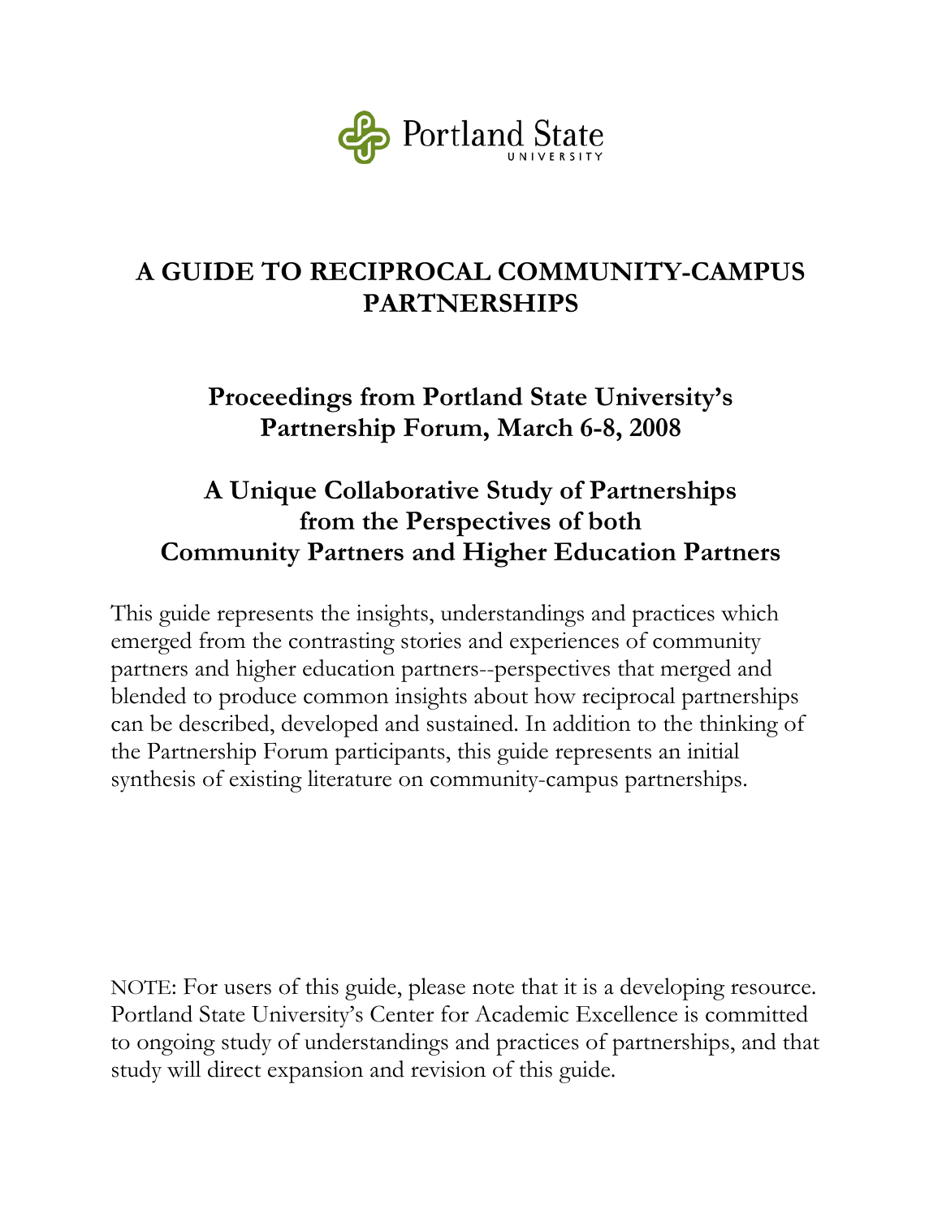Portland State UNIVERSITY

# A GUIDE TO RECIPROCAL COMMUNITY-CAMPUS PARTNERSHIPS

## Proceedings from Portland State University's Partnership Forum, March 6-8, 2008

## A Unique Collaborative Study of Partnerships from the Perspectives of both Community Partners and Higher Education Partners

This guide represents the insights, understandings and practices which emerged from the contrasting stories and experiences of community partners and higher education partners--perspectives that merged and blended to produce common insights about how reciprocal partnerships can be described, developed and sustained. In addition to the thinking of the Partnership Forum participants, this guide represents an initial synthesis of existing literature on community-campus partnerships.

NOTE: For users of this guide, please note that it is a developing resource. Portland State University's Center for Academic Excellence is committed to ongoing study of understandings and practices of partnerships, and that study will direct expansion and revision of this guide.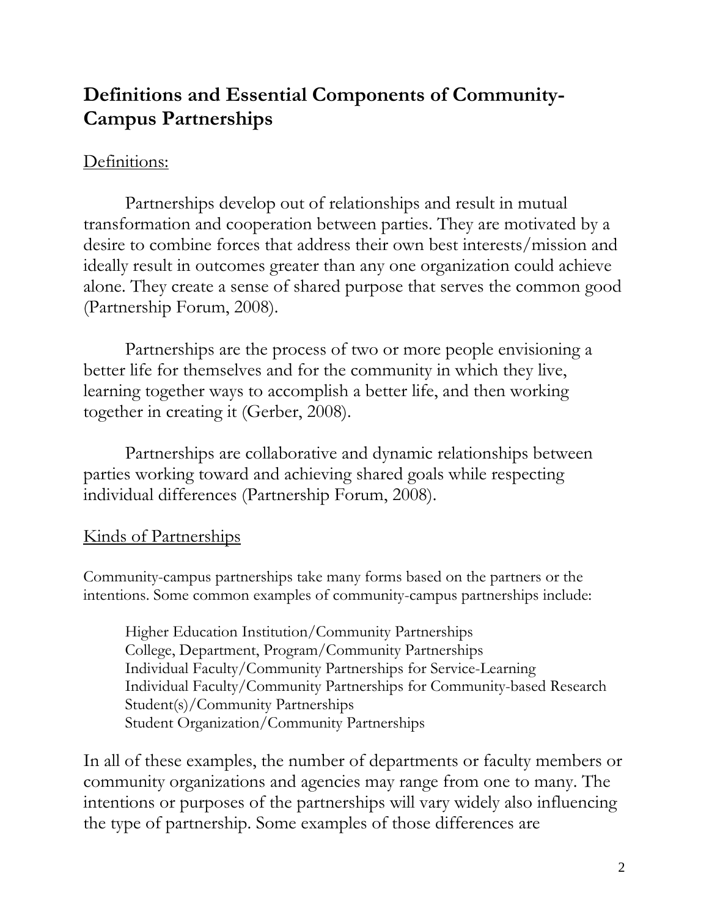## Definitions and Essential Components of Community-Campus Partnerships

Definitions:

Partnerships develop out of relationships and result in mutual transformation and cooperation between parties. They are motivated by a desire to combine forces that address their own best interests/mission and ideally result in outcomes greater than any one organization could achieve alone. They create a sense of shared purpose that serves the common good (Partnership Forum, 2008).

Partnerships are the process of two or more people envisioning a better life for themselves and for the community in which they live, learning together ways to accomplish a better life, and then working together in creating it (Gerber, 2008).

Partnerships are collaborative and dynamic relationships between parties working toward and achieving shared goals while respecting individual differences (Partnership Forum, 2008).

Kinds of Partnerships

Community-campus partnerships take many forms based on the partners or the intentions. Some common examples of community-campus partnerships include:

- Higher Education Institution/Community Partnerships
- College, Department, Program/Community Partnerships
- Individual Faculty/Community Partnerships for Service-Learning
- Individual Faculty/Community Partnerships for Community-based Research
- Student(s)/Community Partnerships
- Student Organization/Community Partnerships

In all of these examples, the number of departments or faculty members or community organizations and agencies may range from one to many. The intentions or purposes of the partnerships will vary widely also influencing the type of partnership. Some examples of those differences are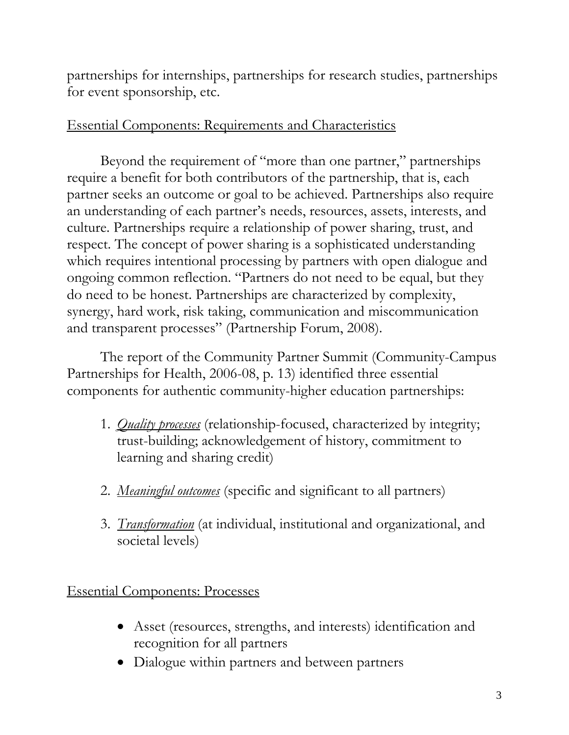partnerships for internships, partnerships for research studies, partnerships for event sponsorship, etc.

## Essential Components: Requirements and Characteristics

Beyond the requirement of "more than one partner," partnerships require a benefit for both contributors of the partnership, that is, each partner seeks an outcome or goal to be achieved. Partnerships also require an understanding of each partner's needs, resources, assets, interests, and culture. Partnerships require a relationship of power sharing, trust, and respect. The concept of power sharing is a sophisticated understanding which requires intentional processing by partners with open dialogue and ongoing common reflection. "Partners do not need to be equal, but they do need to be honest. Partnerships are characterized by complexity, synergy, hard work, risk taking, communication and miscommunication and transparent processes" (Partnership Forum, 2008).

The report of the Community Partner Summit (Community-Campus Partnerships for Health, 2006-08, p. 13) identified three essential components for authentic community-higher education partnerships:

1. *Quality processes* (relationship-focused, characterized by integrity; trust-building; acknowledgement of history, commitment to learning and sharing credit)

2. *Meaningful outcomes* (specific and significant to all partners)

3. *Transformation* (at individual, institutional and organizational, and societal levels)

## Essential Components: Processes

- Asset (resources, strengths, and interests) identification and recognition for all partners
- Dialogue within partners and between partners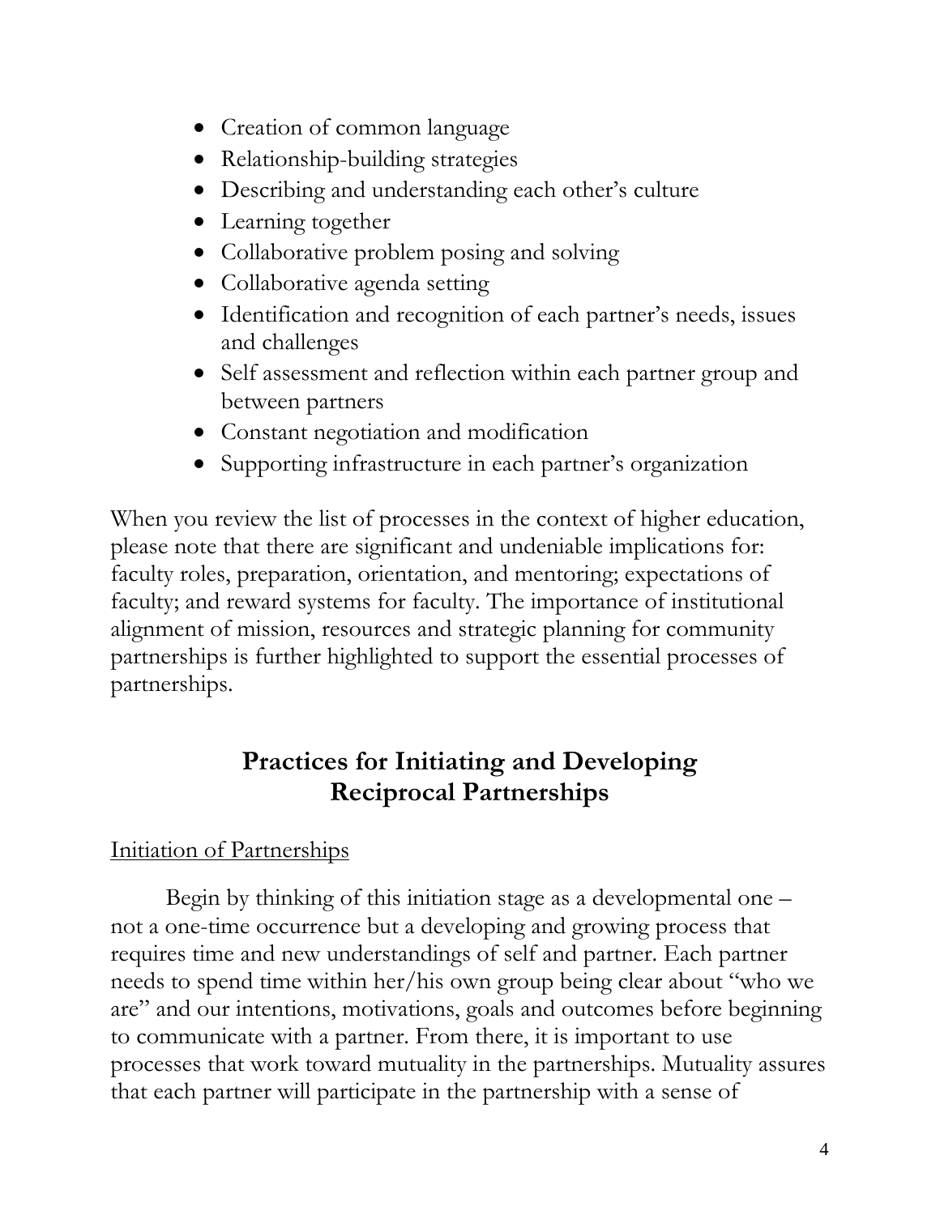- Creation of common language
- Relationship-building strategies
- Describing and understanding each other's culture
- Learning together
- Collaborative problem posing and solving
- Collaborative agenda setting
- Identification and recognition of each partner's needs, issues and challenges
- Self assessment and reflection within each partner group and between partners
- Constant negotiation and modification
- Supporting infrastructure in each partner's organization

When you review the list of processes in the context of higher education, please note that there are significant and undeniable implications for: faculty roles, preparation, orientation, and mentoring; expectations of faculty; and reward systems for faculty. The importance of institutional alignment of mission, resources and strategic planning for community partnerships is further highlighted to support the essential processes of partnerships.

## Practices for Initiating and Developing Reciprocal Partnerships

<u>Initiation of Partnerships</u>

Begin by thinking of this initiation stage as a developmental one – not a one-time occurrence but a developing and growing process that requires time and new understandings of self and partner. Each partner needs to spend time within her/his own group being clear about "who we are" and our intentions, motivations, goals and outcomes before beginning to communicate with a partner. From there, it is important to use processes that work toward mutuality in the partnerships. Mutuality assures that each partner will participate in the partnership with a sense of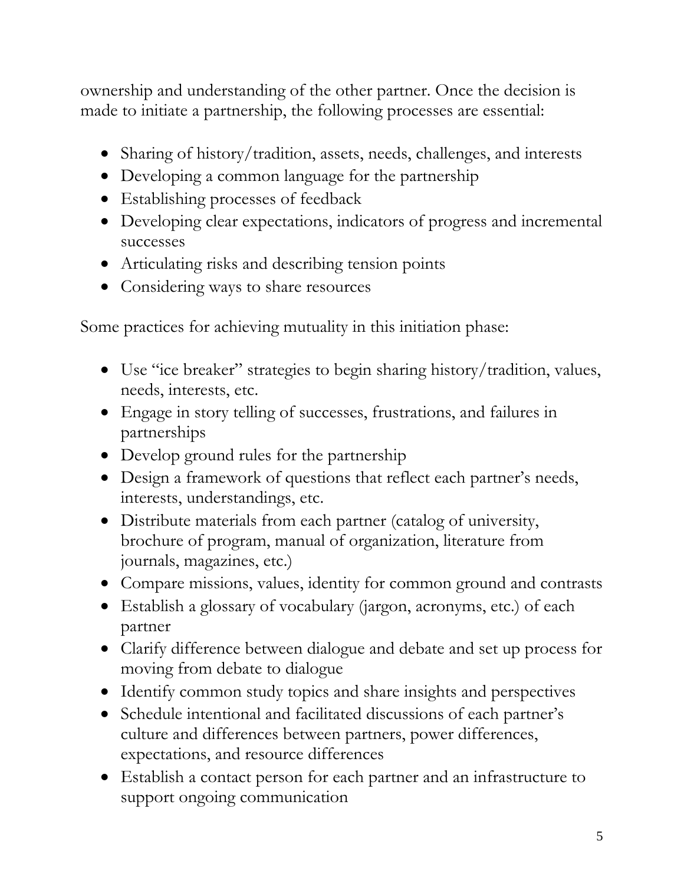ownership and understanding of the other partner. Once the decision is made to initiate a partnership, the following processes are essential:

- Sharing of history/tradition, assets, needs, challenges, and interests
- Developing a common language for the partnership
- Establishing processes of feedback
- Developing clear expectations, indicators of progress and incremental successes
- Articulating risks and describing tension points
- Considering ways to share resources

Some practices for achieving mutuality in this initiation phase:

- Use "ice breaker" strategies to begin sharing history/tradition, values, needs, interests, etc.
- Engage in story telling of successes, frustrations, and failures in partnerships
- Develop ground rules for the partnership
- Design a framework of questions that reflect each partner's needs, interests, understandings, etc.
- Distribute materials from each partner (catalog of university, brochure of program, manual of organization, literature from journals, magazines, etc.)
- Compare missions, values, identity for common ground and contrasts
- Establish a glossary of vocabulary (jargon, acronyms, etc.) of each partner
- Clarify difference between dialogue and debate and set up process for moving from debate to dialogue
- Identify common study topics and share insights and perspectives
- Schedule intentional and facilitated discussions of each partner's culture and differences between partners, power differences, expectations, and resource differences
- Establish a contact person for each partner and an infrastructure to support ongoing communication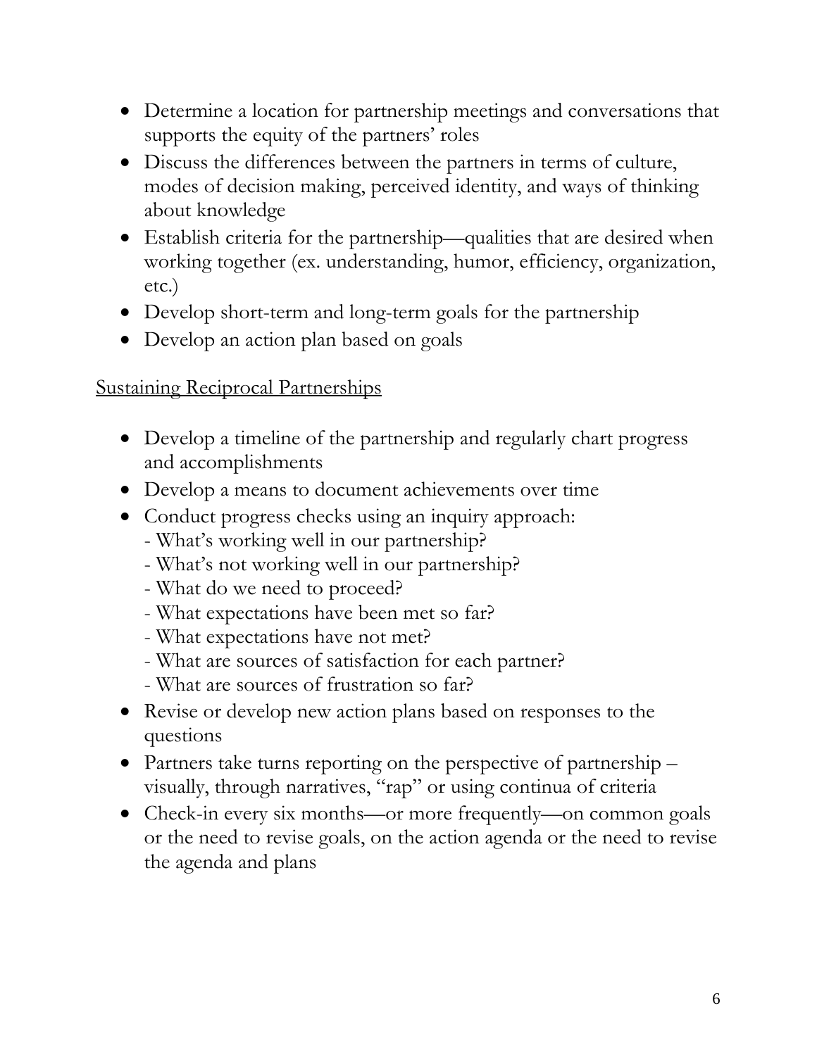- Determine a location for partnership meetings and conversations that supports the equity of the partners' roles
- Discuss the differences between the partners in terms of culture, modes of decision making, perceived identity, and ways of thinking about knowledge
- Establish criteria for the partnership—qualities that are desired when working together (ex. understanding, humor, efficiency, organization, etc.)
- Develop short-term and long-term goals for the partnership
- Develop an action plan based on goals

<u>Sustaining Reciprocal Partnerships</u>

- Develop a timeline of the partnership and regularly chart progress and accomplishments
- Develop a means to document achievements over time
- Conduct progress checks using an inquiry approach:
  - What's working well in our partnership?
  - What's not working well in our partnership?
  - What do we need to proceed?
  - What expectations have been met so far?
  - What expectations have not met?
  - What are sources of satisfaction for each partner?
  - What are sources of frustration so far?
- Revise or develop new action plans based on responses to the questions
- Partners take turns reporting on the perspective of partnership – visually, through narratives, "rap" or using continua of criteria
- Check-in every six months—or more frequently—on common goals or the need to revise goals, on the action agenda or the need to revise the agenda and plans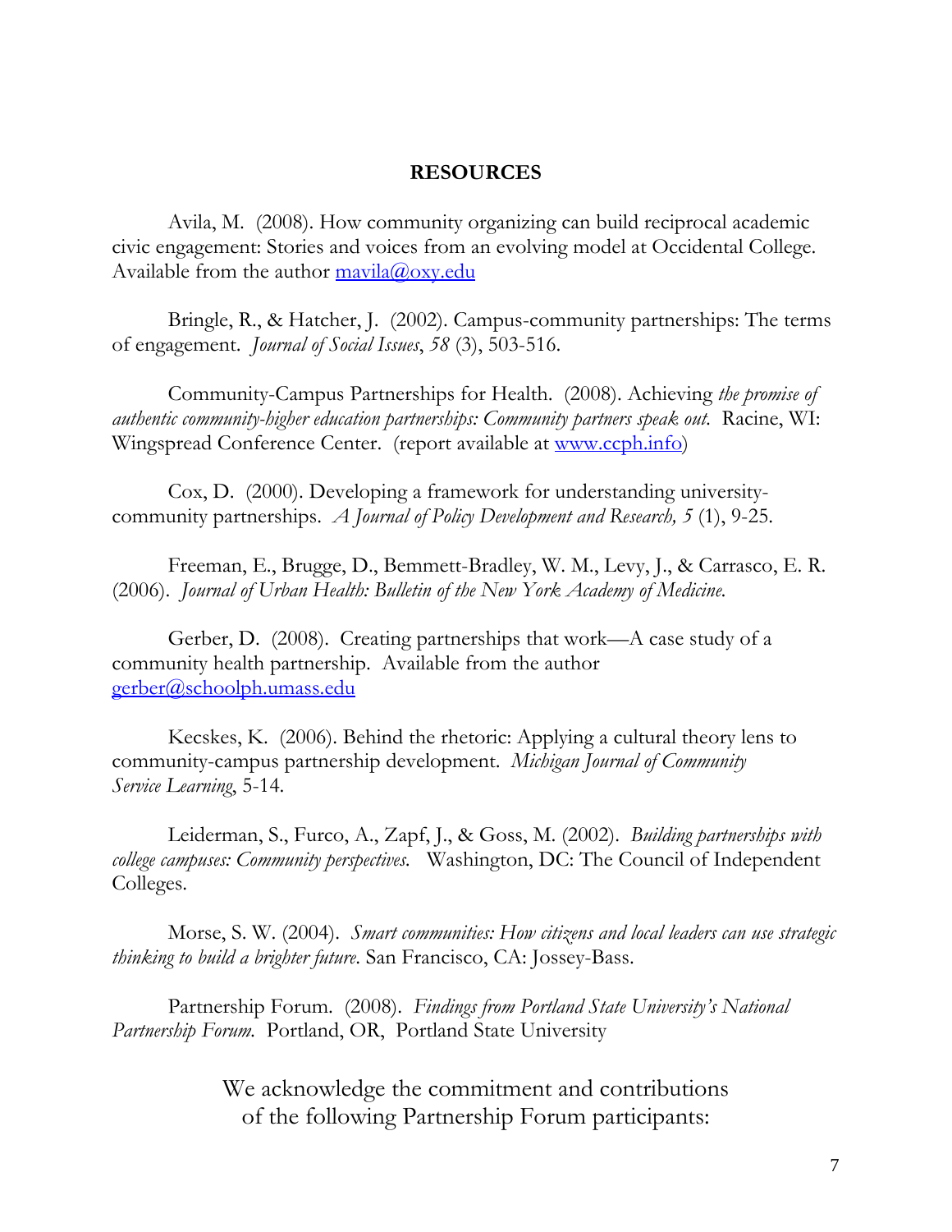## RESOURCES

Avila, M. (2008). How community organizing can build reciprocal academic civic engagement: Stories and voices from an evolving model at Occidental College. Available from the author mavila@oxy.edu

Bringle, R., & Hatcher, J. (2002). Campus-community partnerships: The terms of engagement. *Journal of Social Issues*, *58* (3), 503-516.

Community-Campus Partnerships for Health. (2008). Achieving *the promise of authentic community-higher education partnerships: Community partners speak out.* Racine, WI: Wingspread Conference Center. (report available at www.ccph.info)

Cox, D. (2000). Developing a framework for understanding university-community partnerships. *A Journal of Policy Development and Research, 5* (1), 9-25.

Freeman, E., Brugge, D., Bemmett-Bradley, W. M., Levy, J., & Carrasco, E. R. (2006). *Journal of Urban Health: Bulletin of the New York Academy of Medicine.*

Gerber, D. (2008). Creating partnerships that work—A case study of a community health partnership. Available from the author gerber@schoolph.umass.edu

Kecskes, K. (2006). Behind the rhetoric: Applying a cultural theory lens to community-campus partnership development. *Michigan Journal of Community Service Learning*, 5-14.

Leiderman, S., Furco, A., Zapf, J., & Goss, M. (2002). *Building partnerships with college campuses: Community perspectives.* Washington, DC: The Council of Independent Colleges.

Morse, S. W. (2004). *Smart communities: How citizens and local leaders can use strategic thinking to build a brighter future.* San Francisco, CA: Jossey-Bass.

Partnership Forum. (2008). *Findings from Portland State University's National Partnership Forum.* Portland, OR, Portland State University

We acknowledge the commitment and contributions of the following Partnership Forum participants: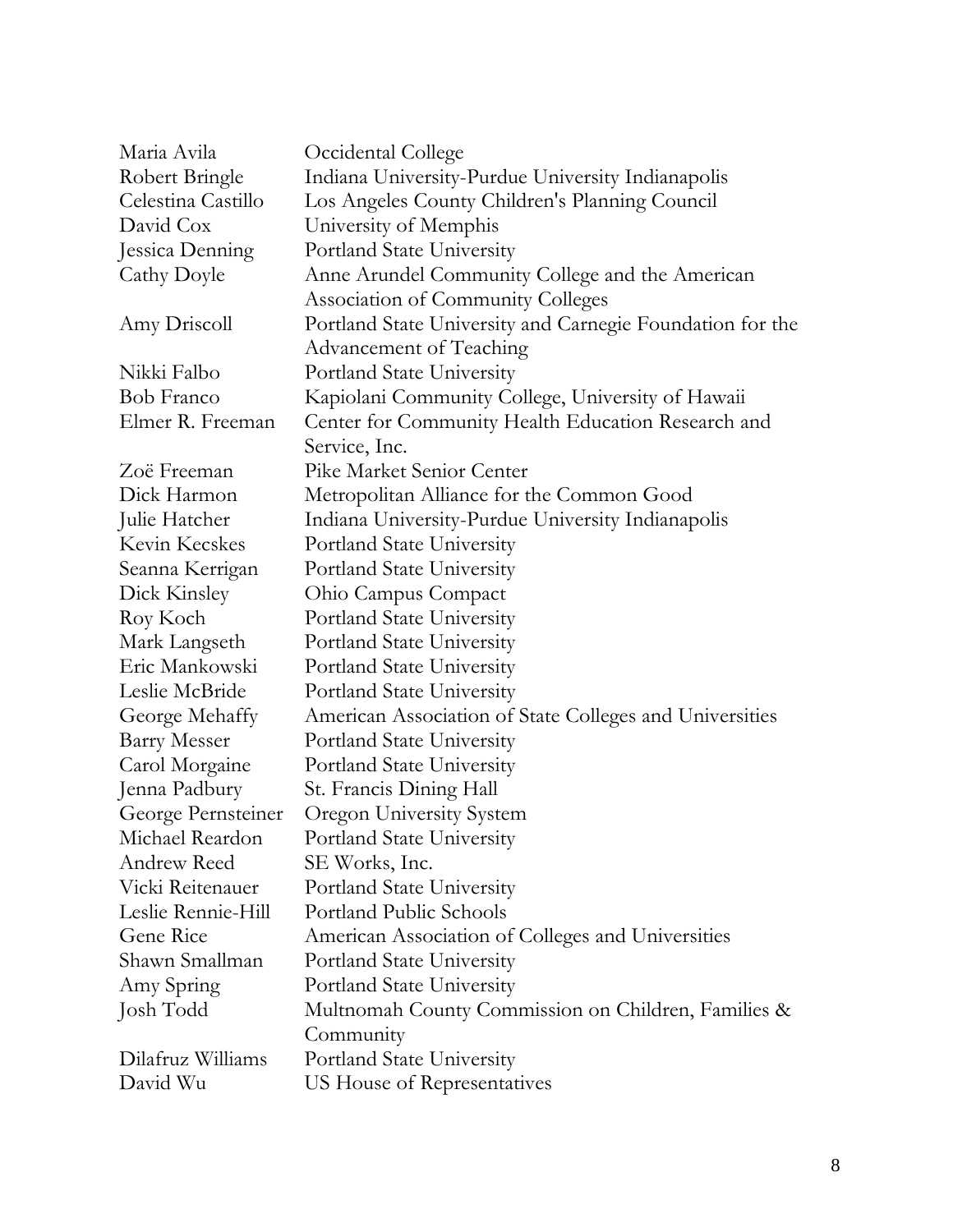| | |
|---|---|
| Maria Avila | Occidental College |
| Robert Bringle | Indiana University-Purdue University Indianapolis |
| Celestina Castillo | Los Angeles County Children's Planning Council |
| David Cox | University of Memphis |
| Jessica Denning | Portland State University |
| Cathy Doyle | Anne Arundel Community College and the American Association of Community Colleges |
| Amy Driscoll | Portland State University and Carnegie Foundation for the Advancement of Teaching |
| Nikki Falbo | Portland State University |
| Bob Franco | Kapiolani Community College, University of Hawaii |
| Elmer R. Freeman | Center for Community Health Education Research and Service, Inc. |
| Zoë Freeman | Pike Market Senior Center |
| Dick Harmon | Metropolitan Alliance for the Common Good |
| Julie Hatcher | Indiana University-Purdue University Indianapolis |
| Kevin Kecskes | Portland State University |
| Seanna Kerrigan | Portland State University |
| Dick Kinsley | Ohio Campus Compact |
| Roy Koch | Portland State University |
| Mark Langseth | Portland State University |
| Eric Mankowski | Portland State University |
| Leslie McBride | Portland State University |
| George Mehaffy | American Association of State Colleges and Universities |
| Barry Messer | Portland State University |
| Carol Morgaine | Portland State University |
| Jenna Padbury | St. Francis Dining Hall |
| George Pernsteiner | Oregon University System |
| Michael Reardon | Portland State University |
| Andrew Reed | SE Works, Inc. |
| Vicki Reitenauer | Portland State University |
| Leslie Rennie-Hill | Portland Public Schools |
| Gene Rice | American Association of Colleges and Universities |
| Shawn Smallman | Portland State University |
| Amy Spring | Portland State University |
| Josh Todd | Multnomah County Commission on Children, Families & Community |
| Dilafruz Williams | Portland State University |
| David Wu | US House of Representatives |